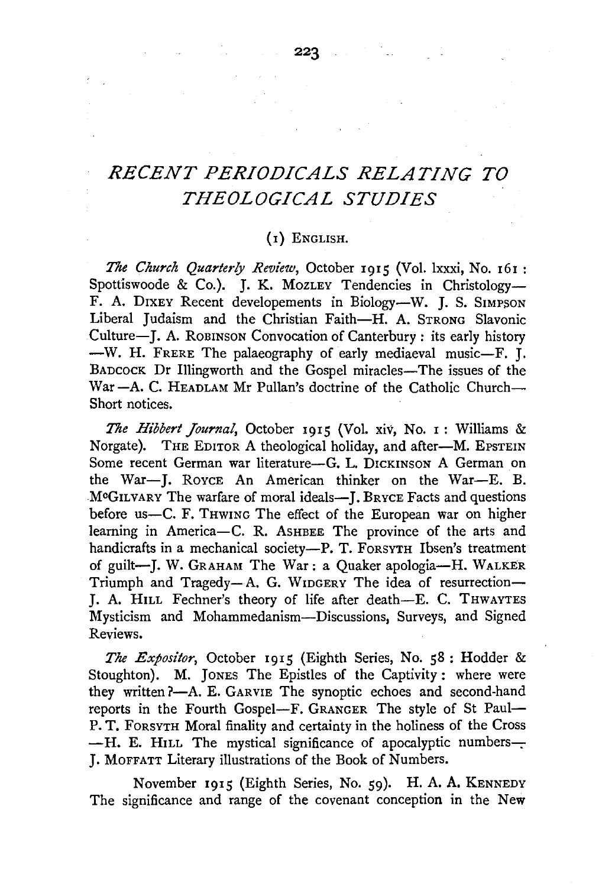# RECENT PERIODICALS RELATING TO THEOLOGICAL STUDIES

## (1) ENGLISH.

*The Church Quarterly Review*, October 1915 (Vol. lxxxi, No. 161 : Spottiswoode & Co.). J. K. MOZLEY Tendencies in Christology—F. A. DIXEY Recent developements in Biology—W. J. S. SIMPSON Liberal Judaism and the Christian Faith—H. A. STRONG Slavonic Culture—J. A. ROBINSON Convocation of Canterbury : its early history—W. H. FRERE The palaeography of early mediaeval music—F. J. BADCOCK Dr Illingworth and the Gospel miracles—The issues of the War—A. C. HEADLAM Mr Pullan's doctrine of the Catholic Church—Short notices.

*The Hibbert Journal*, October 1915 (Vol. xiv, No. 1 : Williams & Norgate). THE EDITOR A theological holiday, and after—M. EPSTEIN Some recent German war literature—G. L. DICKINSON A German on the War—J. ROYCE An American thinker on the War—E. B. MCGILVARY The warfare of moral ideals—J. BRYCE Facts and questions before us—C. F. THWING The effect of the European war on higher learning in America—C. R. ASHBEE The province of the arts and handicrafts in a mechanical society—P. T. FORSYTH Ibsen's treatment of guilt—J. W. GRAHAM The War : a Quaker apologia—H. WALKER Triumph and Tragedy—A. G. WIDGERY The idea of resurrection—J. A. HILL Fechner's theory of life after death—E. C. THWAYTES Mysticism and Mohammedanism—Discussions, Surveys, and Signed Reviews.

*The Expositor*, October 1915 (Eighth Series, No. 58 : Hodder & Stoughton). M. JONES The Epistles of the Captivity : where were they written?—A. E. GARVIE The synoptic echoes and second-hand reports in the Fourth Gospel—F. GRANGER The style of St Paul—P. T. FORSYTH Moral finality and certainty in the holiness of the Cross—H. E. HILL The mystical significance of apocalyptic numbers—J. MOFFATT Literary illustrations of the Book of Numbers.

November 1915 (Eighth Series, No. 59). H. A. A. KENNEDY The significance and range of the covenant conception in the New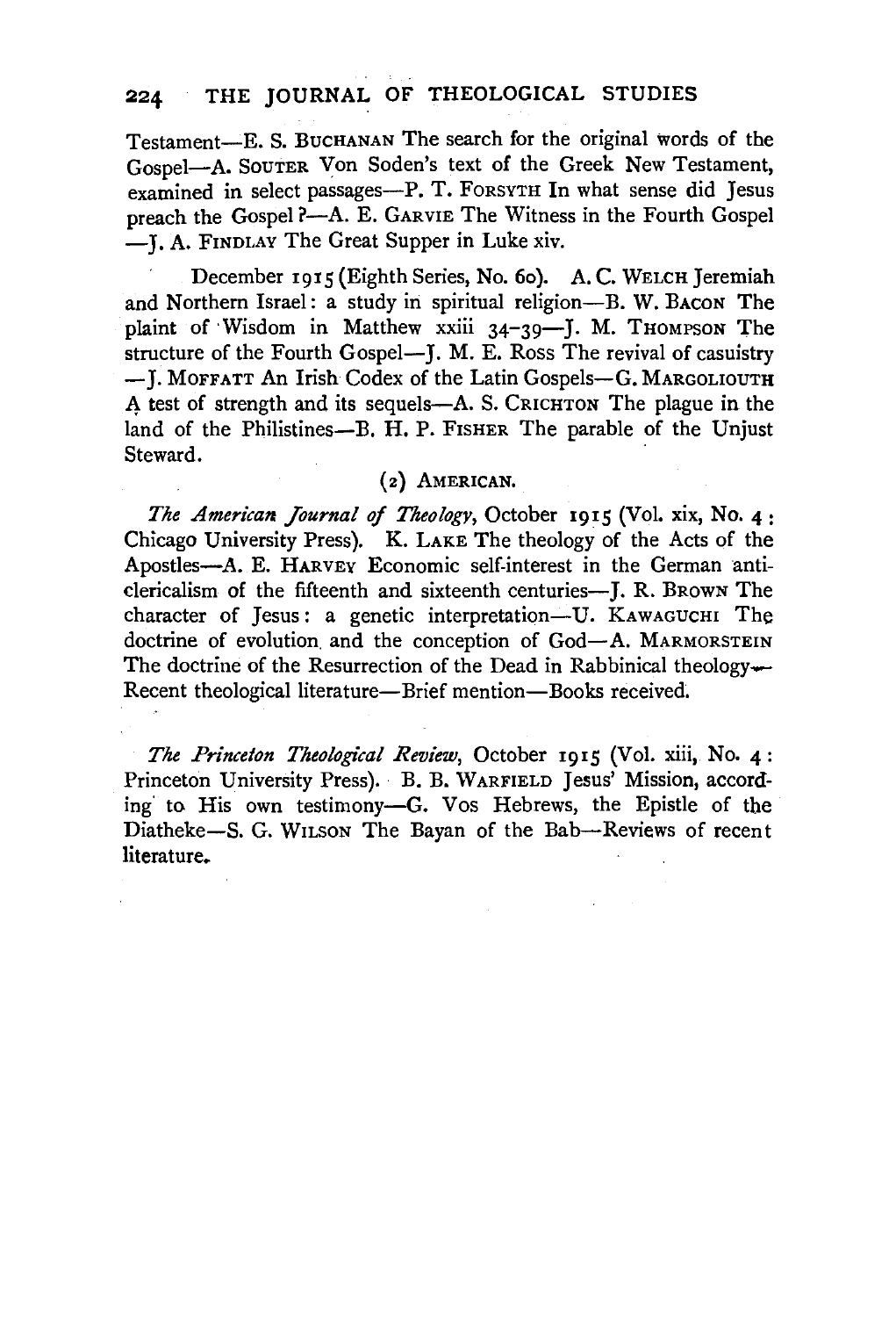Testament—E. S. BUCHANAN The search for the original words of the Gospel—A. SOUTER Von Soden's text of the Greek New Testament, examined in select passages—P. T. FORSYTH In what sense did Jesus preach the Gospel?—A. E. GARVIE The Witness in the Fourth Gospel—J. A. FINDLAY The Great Supper in Luke xiv.

December 1915 (Eighth Series, No. 60). A. C. WELCH Jeremiah and Northern Israel: a study in spiritual religion—B. W. BACON The plaint of Wisdom in Matthew xxiii 34–39—J. M. THOMPSON The structure of the Fourth Gospel—J. M. E. ROSS The revival of casuistry—J. MOFFATT An Irish Codex of the Latin Gospels—G. MARGOLIOUTH A test of strength and its sequels—A. S. CRICHTON The plague in the land of the Philistines—B. H. P. FISHER The parable of the Unjust Steward.

## (2) AMERICAN.

*The American Journal of Theology*, October 1915 (Vol. xix, No. 4: Chicago University Press). K. LAKE The theology of the Acts of the Apostles—A. E. HARVEY Economic self-interest in the German anti-clericalism of the fifteenth and sixteenth centuries—J. R. BROWN The character of Jesus: a genetic interpretation—U. KAWAGUCHI The doctrine of evolution and the conception of God—A. MARMORSTEIN The doctrine of the Resurrection of the Dead in Rabbinical theology—Recent theological literature—Brief mention—Books received.

*The Princeton Theological Review*, October 1915 (Vol. xiii, No. 4: Princeton University Press). B. B. WARFIELD Jesus' Mission, according to His own testimony—G. VOS Hebrews, the Epistle of the Diatheke—S. G. WILSON The Bayan of the Bab—Reviews of recent literature.